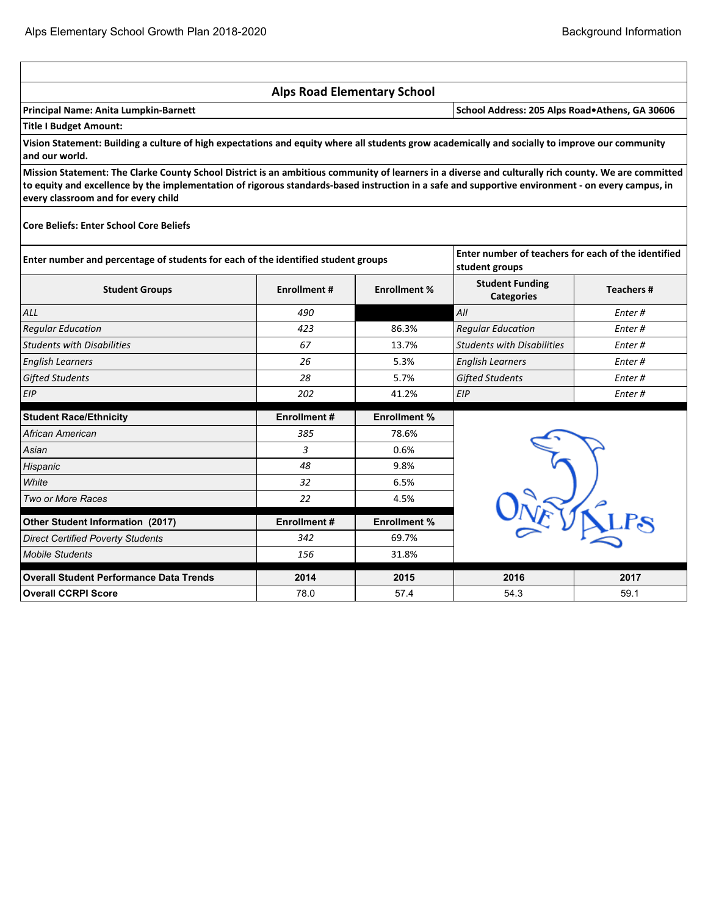## Alps Road Elementary School

**Principal Name: Anita Lumpkin-Barnett** | **School Address: 205 Alps Road•Athens, GA 30606**

**Title I Budget Amount:**

**Vision Statement: Building a culture of high expectations and equity where all students grow academically and socially to improve our community and our world.**

**Mission Statement: The Clarke County School District is an ambitious community of learners in a diverse and culturally rich county. We are committed to equity and excellence by the implementation of rigorous standards-based instruction in a safe and supportive environment - on every campus, in every classroom and for every child**

**Core Beliefs: Enter School Core Beliefs**

| **Enter number and percentage of students for each of the identified student groups** | | | **Enter number of teachers for each of the identified student groups** | |
|---|---|---|---|---|
| **Student Groups** | **Enrollment #** | **Enrollment %** | **Student Funding Categories** | **Teachers #** |
| *ALL* | *490* | | *All* | *Enter #* |
| *Regular Education* | *423* | 86.3% | *Regular Education* | *Enter #* |
| *Students with Disabilities* | *67* | 13.7% | *Students with Disabilities* | *Enter #* |
| *English Learners* | *26* | 5.3% | *English Learners* | *Enter #* |
| *Gifted Students* | *28* | 5.7% | *Gifted Students* | *Enter #* |
| *EIP* | *202* | 41.2% | *EIP* | *Enter #* |

| **Student Race/Ethnicity** | **Enrollment #** | **Enrollment %** |
|---|---|---|
| *African American* | *385* | 78.6% |
| *Asian* | *3* | 0.6% |
| *Hispanic* | *48* | 9.8% |
| *White* | *32* | 6.5% |
| *Two or More Races* | *22* | 4.5% |

| **Other Student Information (2017)** | **Enrollment #** | **Enrollment %** |
|---|---|---|
| *Direct Certified Poverty Students* | *342* | 69.7% |
| *Mobile Students* | *156* | 31.8% |

| **Overall Student Performance Data Trends** | **2014** | **2015** | **2016** | **2017** |
|---|---|---|---|---|
| **Overall CCRPI Score** | 78.0 | 57.4 | 54.3 | 59.1 |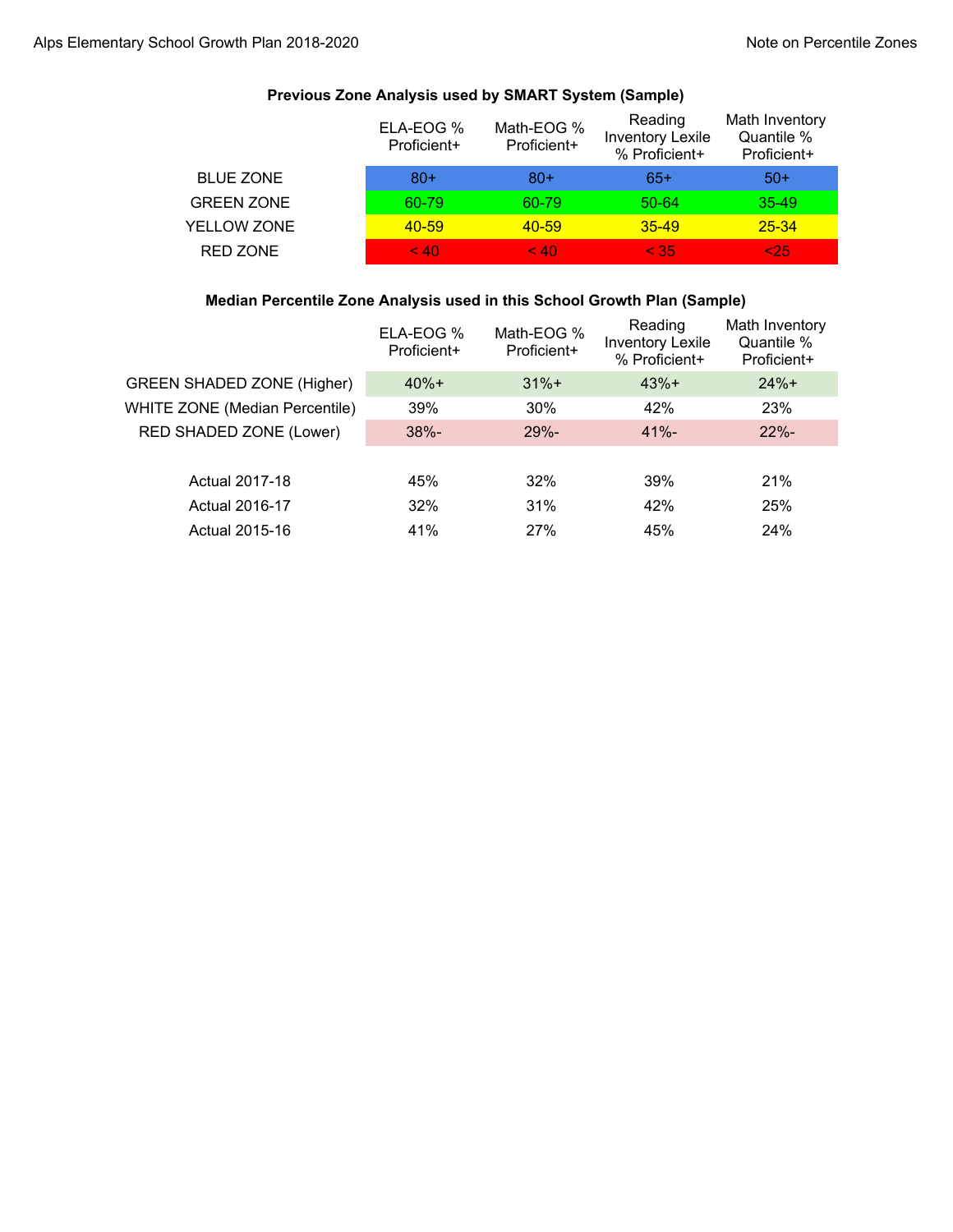### Previous Zone Analysis used by SMART System (Sample)

| | ELA-EOG % Proficient+ | Math-EOG % Proficient+ | Reading Inventory Lexile % Proficient+ | Math Inventory Quantile % Proficient+ |
|---|---|---|---|---|
| BLUE ZONE | 80+ | 80+ | 65+ | 50+ |
| GREEN ZONE | 60-79 | 60-79 | 50-64 | 35-49 |
| YELLOW ZONE | 40-59 | 40-59 | 35-49 | 25-34 |
| RED ZONE | < 40 | < 40 | < 35 | <25 |

### Median Percentile Zone Analysis used in this School Growth Plan (Sample)

| | ELA-EOG % Proficient+ | Math-EOG % Proficient+ | Reading Inventory Lexile % Proficient+ | Math Inventory Quantile % Proficient+ |
|---|---|---|---|---|
| GREEN SHADED ZONE (Higher) | 40%+ | 31%+ | 43%+ | 24%+ |
| WHITE ZONE (Median Percentile) | 39% | 30% | 42% | 23% |
| RED SHADED ZONE (Lower) | 38%- | 29%- | 41%- | 22%- |
| | | | | |
| Actual 2017-18 | 45% | 32% | 39% | 21% |
| Actual 2016-17 | 32% | 31% | 42% | 25% |
| Actual 2015-16 | 41% | 27% | 45% | 24% |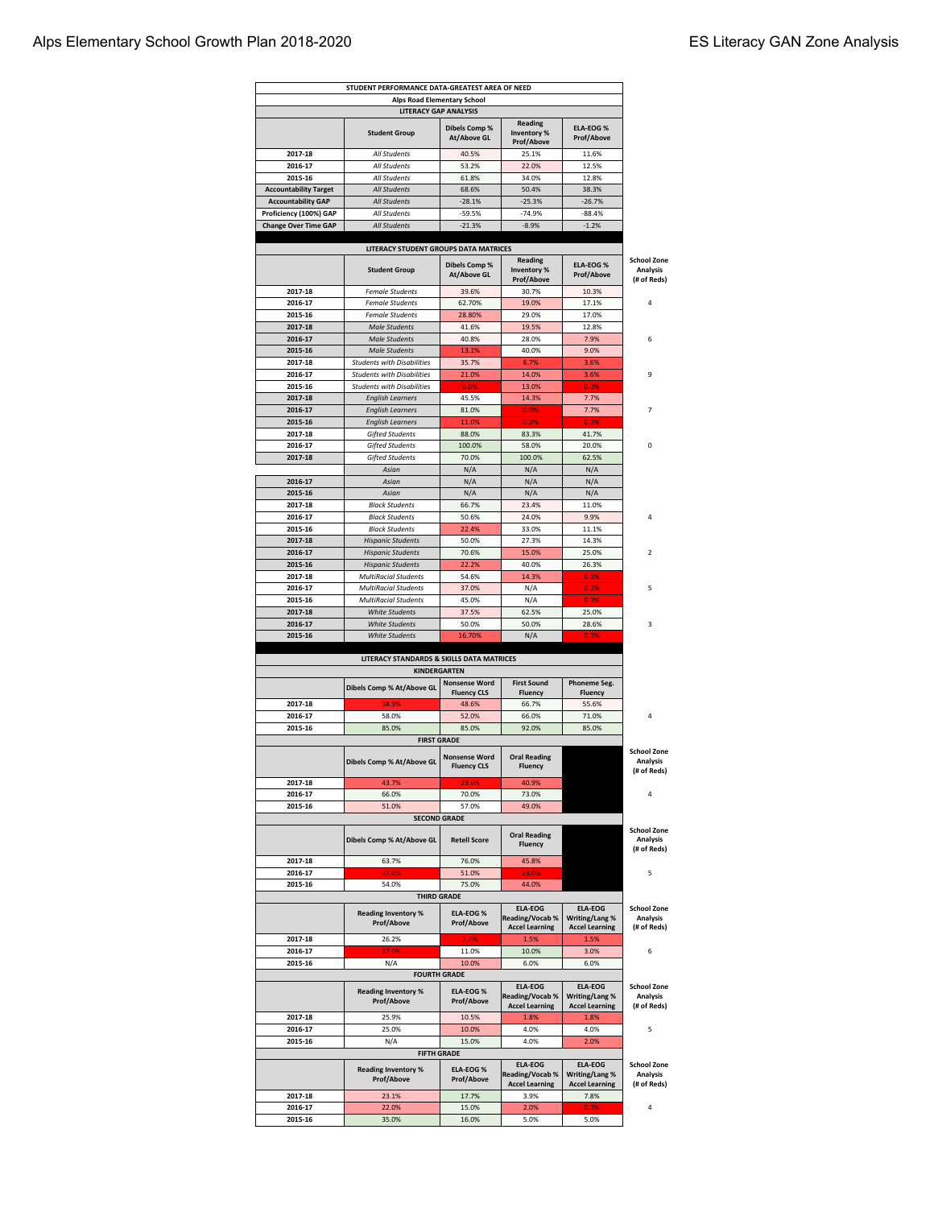# STUDENT PERFORMANCE DATA-GREATEST AREA OF NEED

## Alps Road Elementary School

### LITERACY GAP ANALYSIS

| | Student Group | Dibels Comp % At/Above GL | Reading Inventory % Prof/Above | ELA-EOG % Prof/Above |
|---|---|---|---|---|
| 2017-18 | *All Students* | 40.5% | 25.1% | 11.6% |
| 2016-17 | *All Students* | 53.2% | 22.0% | 12.5% |
| 2015-16 | *All Students* | 61.8% | 34.0% | 12.8% |
| Accountability Target | *All Students* | 68.6% | 50.4% | 38.3% |
| Accountability GAP | *All Students* | -28.1% | -25.3% | -26.7% |
| Proficiency (100%) GAP | *All Students* | -59.5% | -74.9% | -88.4% |
| Change Over Time GAP | *All Students* | -21.3% | -8.9% | -1.2% |

### LITERACY STUDENT GROUPS DATA MATRICES

| | Student Group | Dibels Comp % At/Above GL | Reading Inventory % Prof/Above | ELA-EOG % Prof/Above | School Zone Analysis (# of Reds) |
|---|---|---|---|---|---|
| 2017-18 | *Female Students* | 39.6% | 30.7% | 10.3% | |
| 2016-17 | *Female Students* | 62.70% | 19.0% | 17.1% | 4 |
| 2015-16 | *Female Students* | 28.80% | 29.0% | 17.0% | |
| 2017-18 | *Male Students* | 41.6% | 19.5% | 12.8% | |
| 2016-17 | *Male Students* | 40.8% | 28.0% | 7.9% | 6 |
| 2015-16 | *Male Students* | 13.1% | 40.0% | 9.0% | |
| 2017-18 | *Students with Disabilities* | 35.7% | 6.7% | 3.6% | |
| 2016-17 | *Students with Disabilities* | 21.0% | 14.0% | 3.6% | 9 |
| 2015-16 | *Students with Disabilities* | 0.0% | 13.0% | 0.0% | |
| 2017-18 | *English Learners* | 45.5% | 14.3% | 7.7% | |
| 2016-17 | *English Learners* | 81.0% | 0.0% | 7.7% | 7 |
| 2015-16 | *English Learners* | 11.0% | 0.0% | 0.0% | |
| 2017-18 | *Gifted Students* | 88.0% | 83.3% | 41.7% | |
| 2016-17 | *Gifted Students* | 100.0% | 58.0% | 20.0% | 0 |
| 2017-18 | *Gifted Students* | 70.0% | 100.0% | 62.5% | |
| | *Asian* | N/A | N/A | N/A | |
| 2016-17 | *Asian* | N/A | N/A | N/A | |
| 2015-16 | *Asian* | N/A | N/A | N/A | |
| 2017-18 | *Black Students* | 66.7% | 23.4% | 11.0% | |
| 2016-17 | *Black Students* | 50.6% | 24.0% | 9.9% | 4 |
| 2015-16 | *Black Students* | 22.4% | 33.0% | 11.1% | |
| 2017-18 | *Hispanic Students* | 50.0% | 27.3% | 14.3% | |
| 2016-17 | *Hispanic Students* | 70.6% | 15.0% | 25.0% | 2 |
| 2015-16 | *Hispanic Students* | 22.2% | 40.0% | 26.3% | |
| 2017-18 | *MultiRacial Students* | 54.6% | 14.3% | 0.0% | |
| 2016-17 | *MultiRacial Students* | 37.0% | N/A | 0.0% | 5 |
| 2015-16 | *MultiRacial Students* | 45.0% | N/A | 0.0% | |
| 2017-18 | *White Students* | 37.5% | 62.5% | 25.0% | |
| 2016-17 | *White Students* | 50.0% | 50.0% | 28.6% | 3 |
| 2015-16 | *White Students* | 16.70% | N/A | 0.0% | |

### LITERACY STANDARDS & SKILLS DATA MATRICES

#### KINDERGARTEN

| | Dibels Comp % At/Above GL | Nonsense Word Fluency CLS | First Sound Fluency | Phoneme Seg. Fluency | |
|---|---|---|---|---|---|
| 2017-18 | 38.9% | 48.6% | 66.7% | 55.6% | |
| 2016-17 | 58.0% | 52.0% | 66.0% | 71.0% | 4 |
| 2015-16 | 85.0% | 85.0% | 92.0% | 85.0% | |

#### FIRST GRADE

| | Dibels Comp % At/Above GL | Nonsense Word Fluency CLS | Oral Reading Fluency | | School Zone Analysis (# of Reds) |
|---|---|---|---|---|---|
| 2017-18 | 43.7% | 29.6% | 40.9% | | |
| 2016-17 | 66.0% | 70.0% | 73.0% | | 4 |
| 2015-16 | 51.0% | 57.0% | 49.0% | | |

#### SECOND GRADE

| | Dibels Comp % At/Above GL | Retell Score | Oral Reading Fluency | | School Zone Analysis (# of Reds) |
|---|---|---|---|---|---|
| 2017-18 | 63.7% | 76.0% | 45.8% | | |
| 2016-17 | 37.0% | 51.0% | 28.0% | | 5 |
| 2015-16 | 54.0% | 75.0% | 44.0% | | |

#### THIRD GRADE

| | Reading Inventory % Prof/Above | ELA-EOG % Prof/Above | ELA-EOG Reading/Vocab % Accel Learning | ELA-EOG Writing/Lang % Accel Learning | School Zone Analysis (# of Reds) |
|---|---|---|---|---|---|
| 2017-18 | 26.2% | 7.7% | 1.5% | 1.5% | |
| 2016-17 | 17.0% | 11.0% | 10.0% | 3.0% | 6 |
| 2015-16 | N/A | 10.0% | 6.0% | 6.0% | |

#### FOURTH GRADE

| | Reading Inventory % Prof/Above | ELA-EOG % Prof/Above | ELA-EOG Reading/Vocab % Accel Learning | ELA-EOG Writing/Lang % Accel Learning | School Zone Analysis (# of Reds) |
|---|---|---|---|---|---|
| 2017-18 | 25.9% | 10.5% | 1.8% | 1.8% | |
| 2016-17 | 25.0% | 10.0% | 4.0% | 4.0% | 5 |
| 2015-16 | N/A | 15.0% | 4.0% | 2.0% | |

#### FIFTH GRADE

| | Reading Inventory % Prof/Above | ELA-EOG % Prof/Above | ELA-EOG Reading/Vocab % Accel Learning | ELA-EOG Writing/Lang % Accel Learning | School Zone Analysis (# of Reds) |
|---|---|---|---|---|---|
| 2017-18 | 23.1% | 17.7% | 3.9% | 7.8% | |
| 2016-17 | 22.0% | 15.0% | 2.0% | 0.0% | 4 |
| 2015-16 | 35.0% | 16.0% | 5.0% | 5.0% | |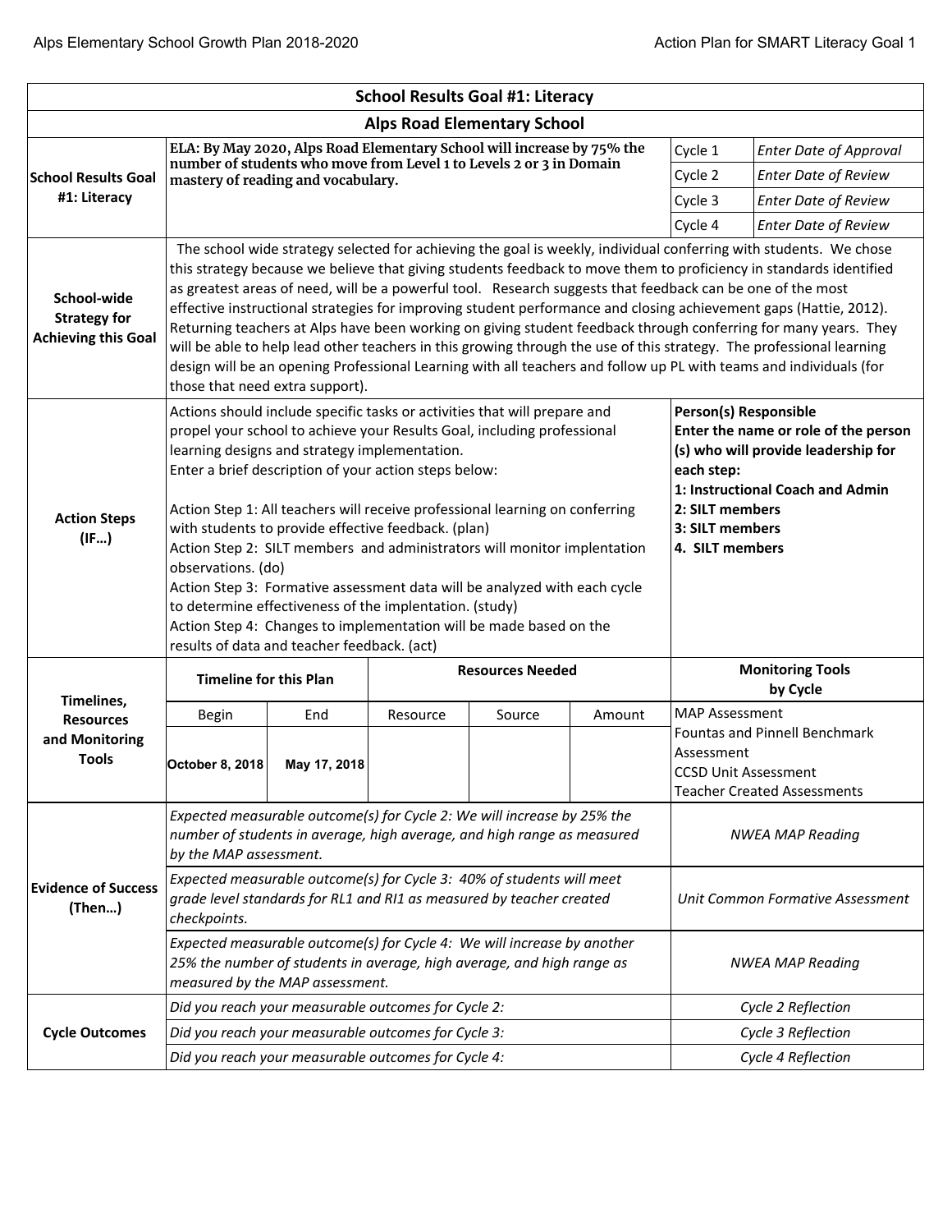| School Results Goal #1: Literacy | | | | | | |
|---|---|---|---|---|---|---|
| **Alps Road Elementary School** | | | | | | |
| **School Results Goal #1: Literacy** | **ELA: By May 2020, Alps Road Elementary School will increase by 75% the number of students who move from Level 1 to Levels 2 or 3 in Domain mastery of reading and vocabulary.** | | | | Cycle 1 | *Enter Date of Approval* |
| | | | | | Cycle 2 | *Enter Date of Review* |
| | | | | | Cycle 3 | *Enter Date of Review* |
| | | | | | Cycle 4 | *Enter Date of Review* |
| **School-wide Strategy for Achieving this Goal** | The school wide strategy selected for achieving the goal is weekly, individual conferring with students. We chose this strategy because we believe that giving students feedback to move them to proficiency in standards identified as greatest areas of need, will be a powerful tool. Research suggests that feedback can be one of the most effective instructional strategies for improving student performance and closing achievement gaps (Hattie, 2012). Returning teachers at Alps have been working on giving student feedback through conferring for many years. They will be able to help lead other teachers in this growing through the use of this strategy. The professional learning design will be an opening Professional Learning with all teachers and follow up PL with teams and individuals (for those that need extra support). | | | | | |
| **Action Steps (IF…)** | Actions should include specific tasks or activities that will prepare and propel your school to achieve your Results Goal, including professional learning designs and strategy implementation.<br>Enter a brief description of your action steps below:<br><br>Action Step 1: All teachers will receive professional learning on conferring with students to provide effective feedback. (plan)<br>Action Step 2: SILT members and administrators will monitor implentation observations. (do)<br>Action Step 3: Formative assessment data will be analyzed with each cycle to determine effectiveness of the implentation. (study)<br>Action Step 4: Changes to implementation will be made based on the results of data and teacher feedback. (act) | | | | **Person(s) Responsible**<br>**Enter the name or role of the person (s) who will provide leadership for each step:**<br>**1: Instructional Coach and Admin**<br>**2: SILT members**<br>**3: SILT members**<br>**4. SILT members** | |
| **Timelines, Resources and Monitoring Tools** | **Timeline for this Plan** | | **Resources Needed** | | | **Monitoring Tools by Cycle** |
| | Begin | End | Resource | Source | Amount | MAP Assessment<br>Fountas and Pinnell Benchmark Assessment<br>CCSD Unit Assessment<br>Teacher Created Assessments |
| | **October 8, 2018** | **May 17, 2018** | | | | |
| **Evidence of Success (Then…)** | *Expected measurable outcome(s) for Cycle 2: We will increase by 25% the number of students in average, high average, and high range as measured by the MAP assessment.* | | | | | *NWEA MAP Reading* |
| | *Expected measurable outcome(s) for Cycle 3: 40% of students will meet grade level standards for RL1 and RI1 as measured by teacher created checkpoints.* | | | | | *Unit Common Formative Assessment* |
| | *Expected measurable outcome(s) for Cycle 4: We will increase by another 25% the number of students in average, high average, and high range as measured by the MAP assessment.* | | | | | *NWEA MAP Reading* |
| **Cycle Outcomes** | *Did you reach your measurable outcomes for Cycle 2:* | | | | | *Cycle 2 Reflection* |
| | *Did you reach your measurable outcomes for Cycle 3:* | | | | | *Cycle 3 Reflection* |
| | *Did you reach your measurable outcomes for Cycle 4:* | | | | | *Cycle 4 Reflection* |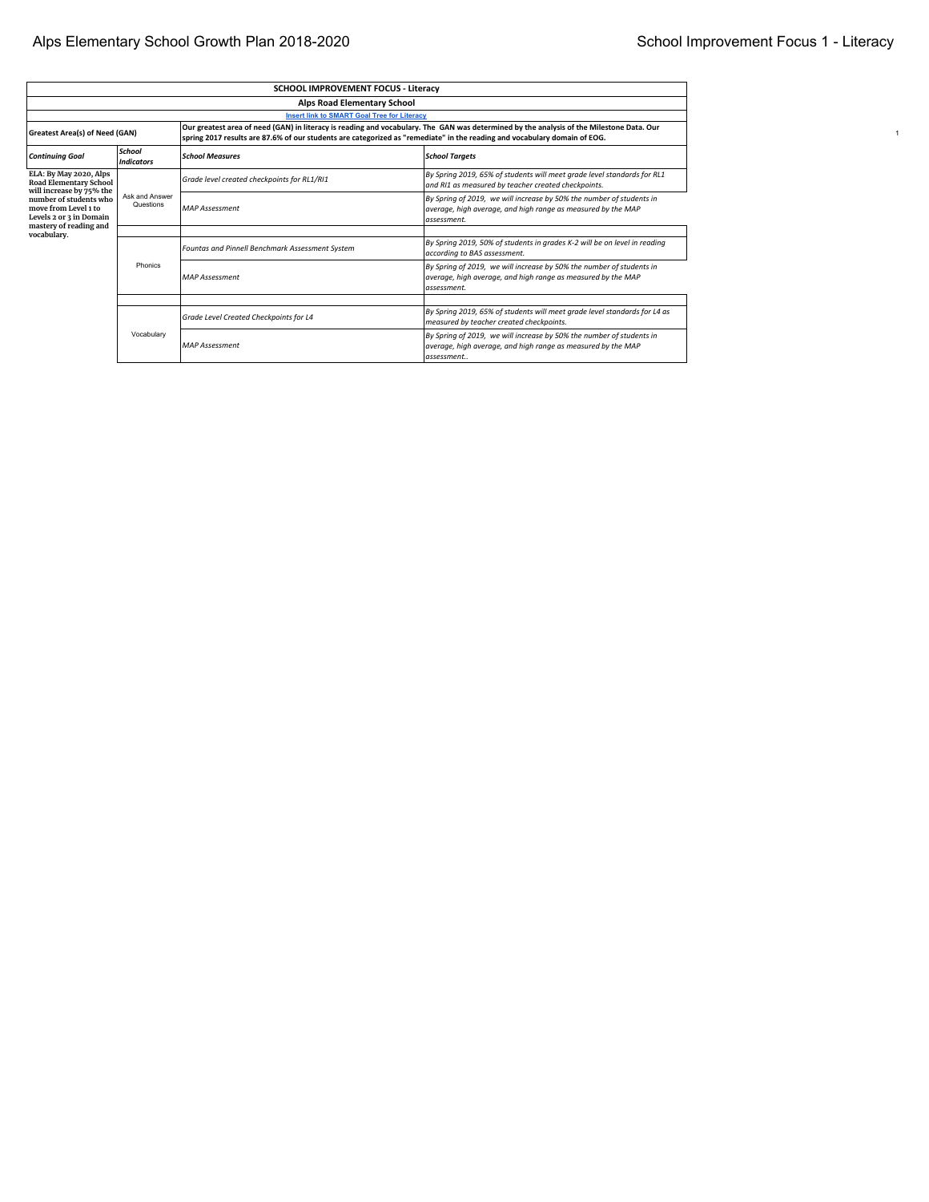| SCHOOL IMPROVEMENT FOCUS - Literacy | | | |
|---|---|---|---|
| **Alps Road Elementary School** | | | |
| Insert link to SMART Goal Tree for Literacy | | | |
| **Greatest Area(s) of Need (GAN)** | **Our greatest area of need (GAN) in literacy is reading and vocabulary. The GAN was determined by the analysis of the Milestone Data. Our spring 2017 results are 87.6% of our students are categorized as "remediate" in the reading and vocabulary domain of EOG.** | | |
| ***Continuing Goal*** | ***School Indicators*** | ***School Measures*** | ***School Targets*** |
| **ELA: By May 2020, Alps Road Elementary School will increase by 75% the number of students who move from Level 1 to Levels 2 or 3 in Domain mastery of reading and vocabulary.** | Ask and Answer Questions | *Grade level created checkpoints for RL1/RI1* | *By Spring 2019, 65% of students will meet grade level standards for RL1 and RI1 as measured by teacher created checkpoints.* |
| | | *MAP Assessment* | *By Spring of 2019, we will increase by 50% the number of students in average, high average, and high range as measured by the MAP assessment.* |
| | | | |
| | Phonics | *Fountas and Pinnell Benchmark Assessment System* | *By Spring 2019, 50% of students in grades K-2 will be on level in reading according to BAS assessment.* |
| | | *MAP Assessment* | *By Spring of 2019, we will increase by 50% the number of students in average, high average, and high range as measured by the MAP assessment.* |
| | | | |
| | Vocabulary | *Grade Level Created Checkpoints for L4* | *By Spring 2019, 65% of students will meet grade level standards for L4 as measured by teacher created checkpoints.* |
| | | *MAP Assessment* | *By Spring of 2019, we will increase by 50% the number of students in average, high average, and high range as measured by the MAP assessment..* |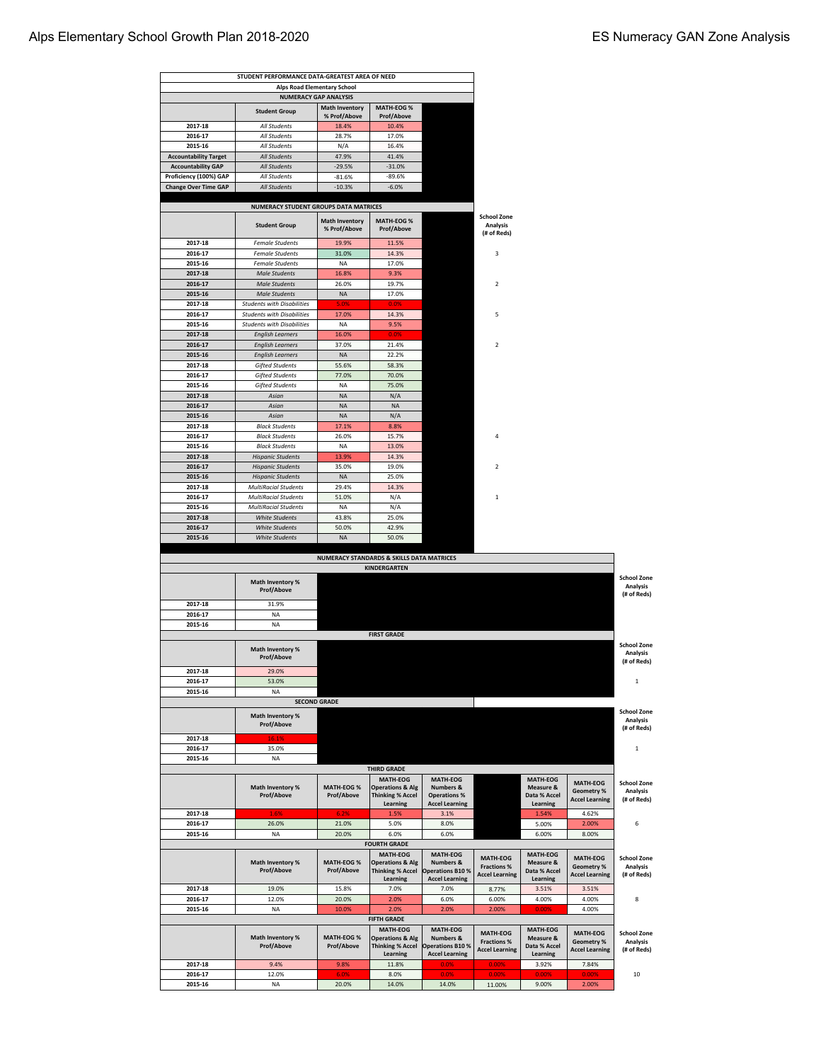# Alps Elementary School Growth Plan 2018-2020

## ES Numeracy GAN Zone Analysis

| STUDENT PERFORMANCE DATA-GREATEST AREA OF NEED | | | |
|---|---|---|---|
| **Alps Road Elementary School** | | | |
| **NUMERACY GAP ANALYSIS** | | | |
| | **Student Group** | **Math Inventory % Prof/Above** | **MATH-EOG % Prof/Above** |
| **2017-18** | *All Students* | 18.4% | 10.4% |
| **2016-17** | *All Students* | 28.7% | 17.0% |
| **2015-16** | *All Students* | N/A | 16.4% |
| **Accountability Target** | *All Students* | 47.9% | 41.4% |
| **Accountability GAP** | *All Students* | -29.5% | -31.0% |
| **Proficiency (100%) GAP** | *All Students* | -81.6% | -89.6% |
| **Change Over Time GAP** | *All Students* | -10.3% | -6.0% |

**NUMERACY STUDENT GROUPS DATA MATRICES**

| | **Student Group** | **Math Inventory % Prof/Above** | **MATH-EOG % Prof/Above** | **School Zone Analysis (# of Reds)** |
|---|---|---|---|---|
| **2017-18** | *Female Students* | 19.9% | 11.5% | |
| **2016-17** | *Female Students* | 31.0% | 14.3% | 3 |
| **2015-16** | *Female Students* | NA | 17.0% | |
| **2017-18** | *Male Students* | 16.8% | 9.3% | |
| **2016-17** | *Male Students* | 26.0% | 19.7% | 2 |
| **2015-16** | *Male Students* | NA | 17.0% | |
| **2017-18** | *Students with Disabilities* | 5.0% | 0.0% | |
| **2016-17** | *Students with Disabilities* | 17.0% | 14.3% | 5 |
| **2015-16** | *Students with Disabilities* | NA | 9.5% | |
| **2017-18** | *English Learners* | 16.0% | 0.0% | |
| **2016-17** | *English Learners* | 37.0% | 21.4% | 2 |
| **2015-16** | *English Learners* | NA | 22.2% | |
| **2017-18** | *Gifted Students* | 55.6% | 58.3% | |
| **2016-17** | *Gifted Students* | 77.0% | 70.0% | |
| **2015-16** | *Gifted Students* | NA | 75.0% | |
| **2017-18** | *Asian* | NA | N/A | |
| **2016-17** | *Asian* | NA | NA | |
| **2015-16** | *Asian* | NA | N/A | |
| **2017-18** | *Black Students* | 17.1% | 8.8% | |
| **2016-17** | *Black Students* | 26.0% | 15.7% | 4 |
| **2015-16** | *Black Students* | NA | 13.0% | |
| **2017-18** | *Hispanic Students* | 13.9% | 14.3% | |
| **2016-17** | *Hispanic Students* | 35.0% | 19.0% | 2 |
| **2015-16** | *Hispanic Students* | NA | 25.0% | |
| **2017-18** | *MultiRacial Students* | 29.4% | 14.3% | |
| **2016-17** | *MultiRacial Students* | 51.0% | N/A | 1 |
| **2015-16** | *MultiRacial Students* | NA | N/A | |
| **2017-18** | *White Students* | 43.8% | 25.0% | |
| **2016-17** | *White Students* | 50.0% | 42.9% | |
| **2015-16** | *White Students* | NA | 50.0% | |

**NUMERACY STANDARDS & SKILLS DATA MATRICES**

**KINDERGARTEN**

| | **Math Inventory % Prof/Above** | **School Zone Analysis (# of Reds)** |
|---|---|---|
| **2017-18** | 31.9% | |
| **2016-17** | NA | |
| **2015-16** | NA | |

**FIRST GRADE**

| | **Math Inventory % Prof/Above** | **School Zone Analysis (# of Reds)** |
|---|---|---|
| **2017-18** | 29.0% | |
| **2016-17** | 53.0% | 1 |
| **2015-16** | NA | |

**SECOND GRADE**

| | **Math Inventory % Prof/Above** | **School Zone Analysis (# of Reds)** |
|---|---|---|
| **2017-18** | 16.1% | |
| **2016-17** | 35.0% | 1 |
| **2015-16** | NA | |

**THIRD GRADE**

| | **Math Inventory % Prof/Above** | **MATH-EOG % Prof/Above** | **MATH-EOG Operations & Alg Thinking % Accel Learning** | **MATH-EOG Numbers & Operations % Accel Learning** | | **MATH-EOG Measure & Data % Accel Learning** | **MATH-EOG Geometry % Accel Learning** | **School Zone Analysis (# of Reds)** |
|---|---|---|---|---|---|---|---|---|
| **2017-18** | 1.6% | 6.2% | 1.5% | 3.1% | | 1.54% | 4.62% | |
| **2016-17** | 26.0% | 21.0% | 5.0% | 8.0% | | 5.00% | 2.00% | 6 |
| **2015-16** | NA | 20.0% | 6.0% | 6.0% | | 6.00% | 8.00% | |

**FOURTH GRADE**

| | **Math Inventory % Prof/Above** | **MATH-EOG % Prof/Above** | **MATH-EOG Operations & Alg Thinking % Accel Learning** | **MATH-EOG Numbers & Operations B10 % Accel Learning** | **MATH-EOG Fractions % Accel Learning** | **MATH-EOG Measure & Data % Accel Learning** | **MATH-EOG Geometry % Accel Learning** | **School Zone Analysis (# of Reds)** |
|---|---|---|---|---|---|---|---|---|
| **2017-18** | 19.0% | 15.8% | 7.0% | 7.0% | 8.77% | 3.51% | 3.51% | |
| **2016-17** | 12.0% | 20.0% | 2.0% | 6.0% | 6.00% | 4.00% | 4.00% | 8 |
| **2015-16** | NA | 10.0% | 2.0% | 2.0% | 2.00% | 0.00% | 4.00% | |

**FIFTH GRADE**

| | **Math Inventory % Prof/Above** | **MATH-EOG % Prof/Above** | **MATH-EOG Operations & Alg Thinking % Accel Learning** | **MATH-EOG Numbers & Operations B10 % Accel Learning** | **MATH-EOG Fractions % Accel Learning** | **MATH-EOG Measure & Data % Accel Learning** | **MATH-EOG Geometry % Accel Learning** | **School Zone Analysis (# of Reds)** |
|---|---|---|---|---|---|---|---|---|
| **2017-18** | 9.4% | 9.8% | 11.8% | 0.0% | 0.00% | 3.92% | 7.84% | |
| **2016-17** | 12.0% | 6.0% | 8.0% | 0.0% | 0.00% | 0.00% | 0.00% | 10 |
| **2015-16** | NA | 20.0% | 14.0% | 14.0% | 11.00% | 9.00% | 2.00% | |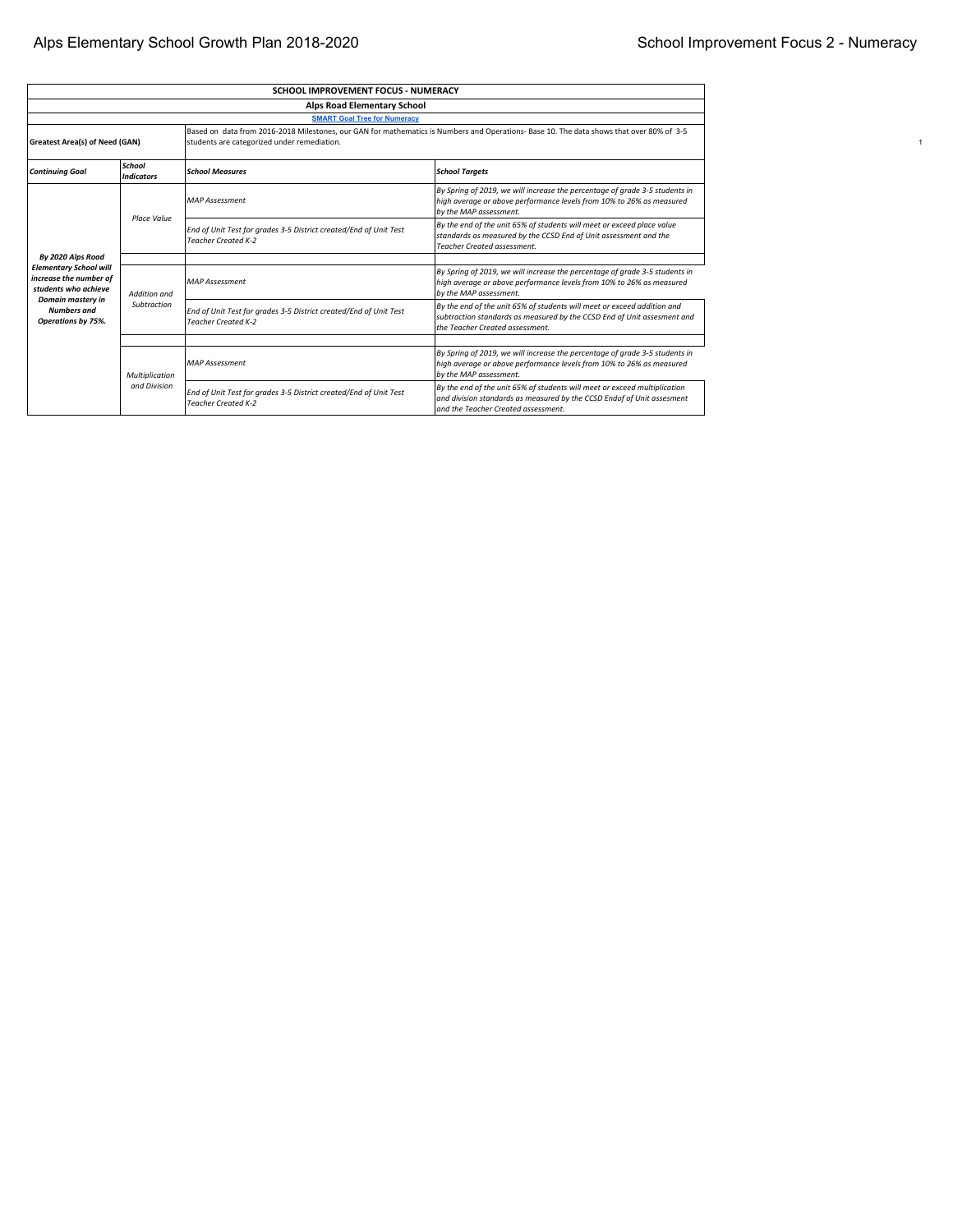| SCHOOL IMPROVEMENT FOCUS - NUMERACY | | | |
|---|---|---|---|
| **Alps Road Elementary School** | | | |
| **SMART Goal Tree for Numeracy** | | | |
| **Greatest Area(s) of Need (GAN)** | Based on data from 2016-2018 Milestones, our GAN for mathematics is Numbers and Operations- Base 10. The data shows that over 80% of 3-5 students are categorized under remediation. | | |
| ***Continuing Goal*** | ***School Indicators*** | ***School Measures*** | ***School Targets*** |
| ***By 2020 Alps Road Elementary School will increase the number of students who achieve Domain mastery in Numbers and Operations by 75%.*** | *Place Value* | *MAP Assessment* | *By Spring of 2019, we will increase the percentage of grade 3-5 students in high average or above performance levels from 10% to 26% as measured by the MAP assessment.* |
| | | *End of Unit Test for grades 3-5 District created/End of Unit Test Teacher Created K-2* | *By the end of the unit 65% of students will meet or exceed place value standards as measured by the CCSD End of Unit assessment and the Teacher Created assessment.* |
| | | | |
| | *Addition and Subtraction* | *MAP Assessment* | *By Spring of 2019, we will increase the percentage of grade 3-5 students in high average or above performance levels from 10% to 26% as measured by the MAP assessment.* |
| | | *End of Unit Test for grades 3-5 District created/End of Unit Test Teacher Created K-2* | *By the end of the unit 65% of students will meet or exceed addition and subtraction standards as measured by the CCSD End of Unit assesment and the Teacher Created assessment.* |
| | | | |
| | *Multiplication and Division* | *MAP Assessment* | *By Spring of 2019, we will increase the percentage of grade 3-5 students in high average or above performance levels from 10% to 26% as measured by the MAP assessment.* |
| | | *End of Unit Test for grades 3-5 District created/End of Unit Test Teacher Created K-2* | *By the end of the unit 65% of students will meet or exceed multiplication and division standards as measured by the CCSD Endof of Unit assesment and the Teacher Created assessment.* |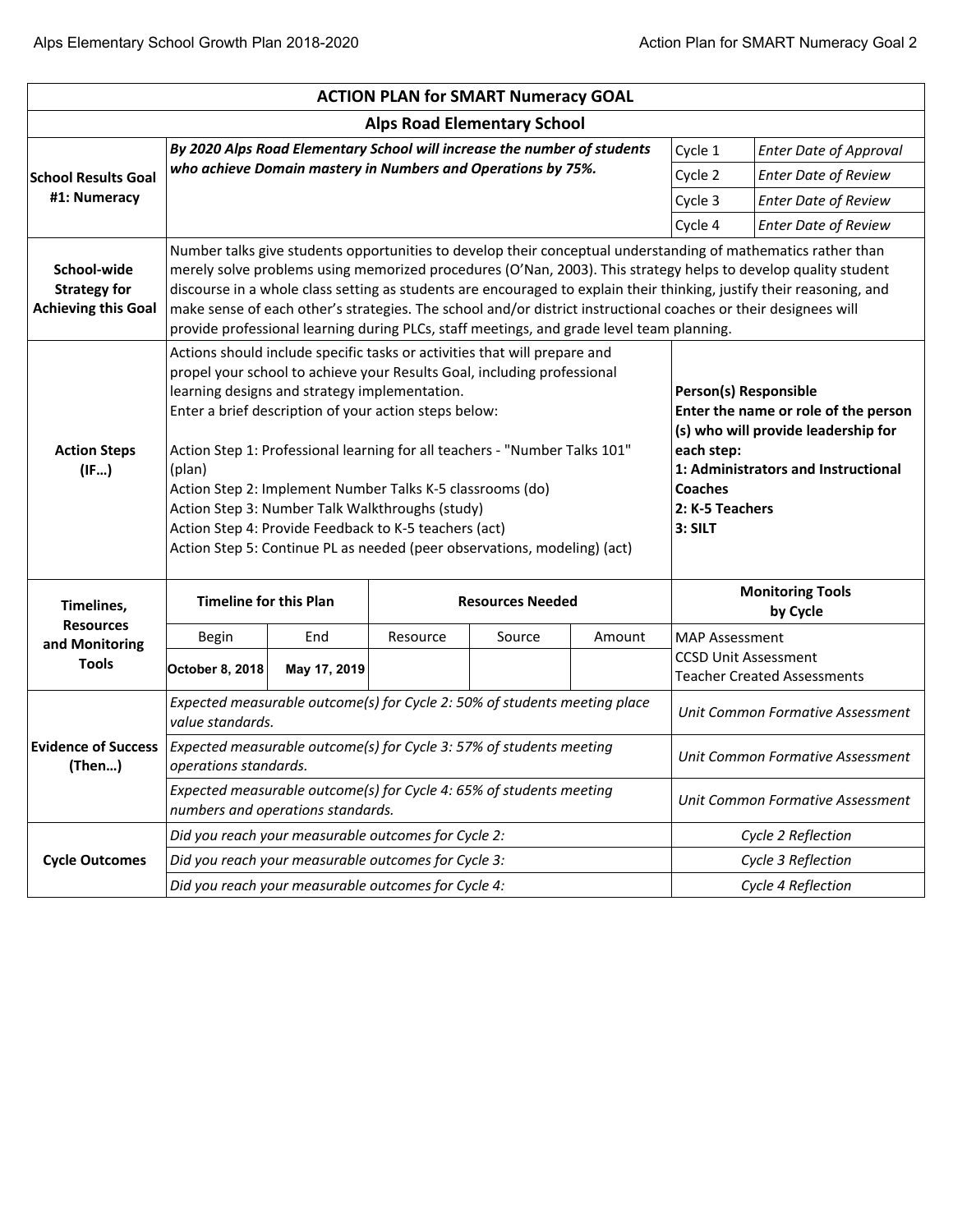| **ACTION PLAN for SMART Numeracy GOAL** | | | | | | |
|---|---|---|---|---|---|---|
| **Alps Road Elementary School** | | | | | | |
| **School Results Goal #1: Numeracy** | ***By 2020 Alps Road Elementary School will increase the number of students who achieve Domain mastery in Numbers and Operations by 75%.*** | | | | Cycle 1 | *Enter Date of Approval* |
| | | | | | Cycle 2 | *Enter Date of Review* |
| | | | | | Cycle 3 | *Enter Date of Review* |
| | | | | | Cycle 4 | *Enter Date of Review* |
| **School-wide Strategy for Achieving this Goal** | Number talks give students opportunities to develop their conceptual understanding of mathematics rather than merely solve problems using memorized procedures (O'Nan, 2003). This strategy helps to develop quality student discourse in a whole class setting as students are encouraged to explain their thinking, justify their reasoning, and make sense of each other's strategies. The school and/or district instructional coaches or their designees will provide professional learning during PLCs, staff meetings, and grade level team planning. | | | | | |
| **Action Steps (IF…)** | Actions should include specific tasks or activities that will prepare and propel your school to achieve your Results Goal, including professional learning designs and strategy implementation.<br>Enter a brief description of your action steps below:<br><br>Action Step 1: Professional learning for all teachers - "Number Talks 101" (plan)<br>Action Step 2: Implement Number Talks K-5 classrooms (do)<br>Action Step 3: Number Talk Walkthroughs (study)<br>Action Step 4: Provide Feedback to K-5 teachers (act)<br>Action Step 5: Continue PL as needed (peer observations, modeling) (act) | | | | **Person(s) Responsible<br>Enter the name or role of the person (s) who will provide leadership for each step:<br>1: Administrators and Instructional Coaches<br>2: K-5 Teachers<br>3: SILT** | |
| **Timelines, Resources and Monitoring Tools** | **Timeline for this Plan** | | **Resources Needed** | | **Monitoring Tools by Cycle** | |
| | Begin | End | Resource | Source | Amount | MAP Assessment<br>CCSD Unit Assessment<br>Teacher Created Assessments |
| | **October 8, 2018** | **May 17, 2019** | | | | |
| **Evidence of Success (Then…)** | *Expected measurable outcome(s) for Cycle 2: 50% of students meeting place value standards.* | | | | *Unit Common Formative Assessment* | |
| | *Expected measurable outcome(s) for Cycle 3: 57% of students meeting operations standards.* | | | | *Unit Common Formative Assessment* | |
| | *Expected measurable outcome(s) for Cycle 4: 65% of students meeting numbers and operations standards.* | | | | *Unit Common Formative Assessment* | |
| **Cycle Outcomes** | *Did you reach your measurable outcomes for Cycle 2:* | | | | *Cycle 2 Reflection* | |
| | *Did you reach your measurable outcomes for Cycle 3:* | | | | *Cycle 3 Reflection* | |
| | *Did you reach your measurable outcomes for Cycle 4:* | | | | *Cycle 4 Reflection* | |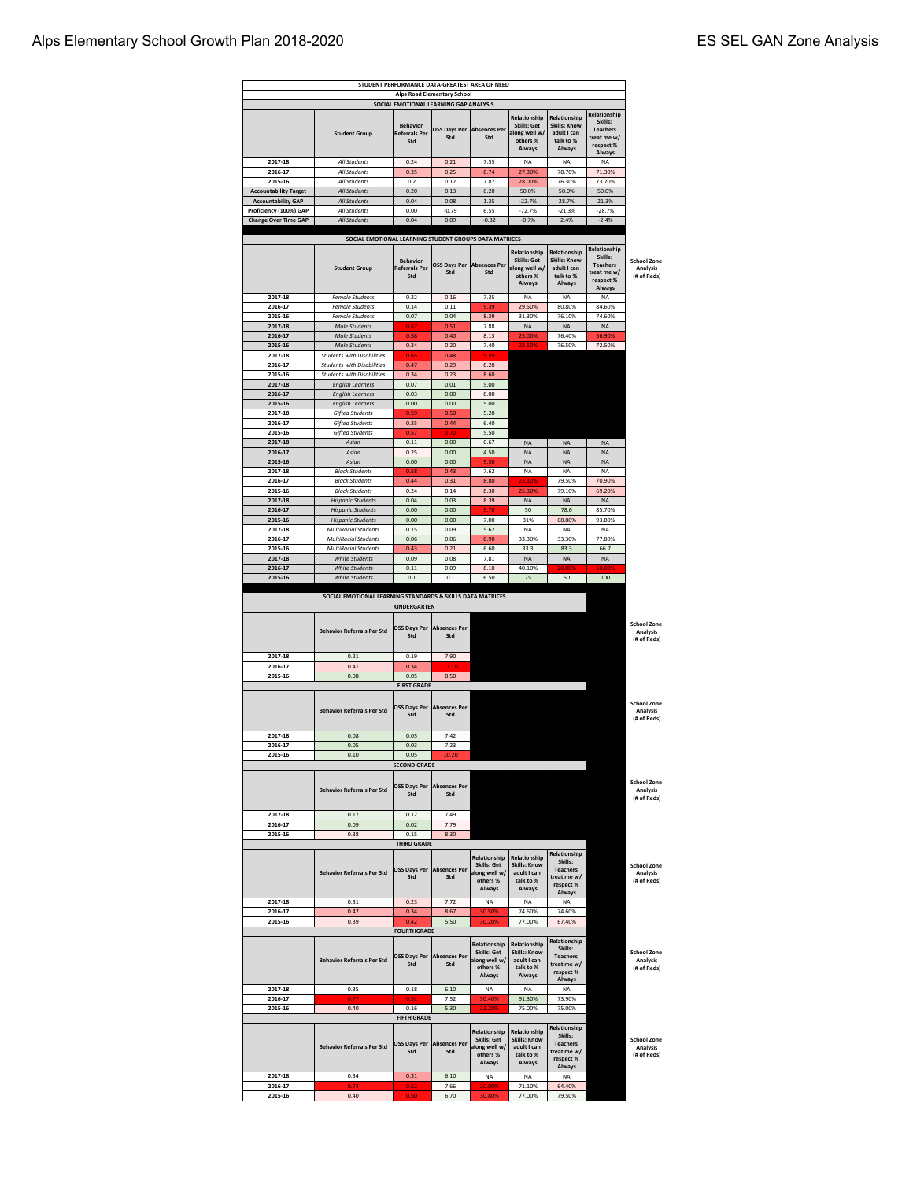Alps Elementary School Growth Plan 2018-2020

ES SEL GAN Zone Analysis

**STUDENT PERFORMANCE DATA-GREATEST AREA OF NEED**

**Alps Road Elementary School**

**SOCIAL EMOTIONAL LEARNING GAP ANALYSIS**

| | Student Group | Behavior Referrals Per Std | OSS Days Per Std | Absences Per Std | Relationship Skills: Get along well w/ others % Always | Relationship Skills: Know adult I can talk to % Always | Relationship Skills: Teachers treat me w/ respect % Always |
|---|---|---|---|---|---|---|---|
| 2017-18 | All Students | 0.24 | 0.21 | 7.55 | NA | NA | NA |
| 2016-17 | All Students | 0.35 | 0.25 | 8.74 | 27.30% | 78.70% | 71.30% |
| 2015-16 | All Students | 0.2 | 0.12 | 7.87 | 28.00% | 76.30% | 73.70% |
| Accountability Target | All Students | 0.20 | 0.13 | 6.20 | 50.0% | 50.0% | 50.0% |
| Accountability GAP | All Students | 0.04 | 0.08 | 1.35 | -22.7% | 28.7% | 21.3% |
| Proficiency (100%) GAP | All Students | 0.00 | -0.79 | 6.55 | -72.7% | -21.3% | -28.7% |
| Change Over Time GAP | All Students | 0.04 | 0.09 | -0.32 | -0.7% | 2.4% | -2.4% |

**SOCIAL EMOTIONAL LEARNING STUDENT GROUPS DATA MATRICES**

| | Student Group | Behavior Referrals Per Std | OSS Days Per Std | Absences Per Std | Relationship Skills: Get along well w/ others % Always | Relationship Skills: Know adult I can talk to % Always | Relationship Skills: Teachers treat me w/ respect % Always | School Zone Analysis (# of Reds) |
|---|---|---|---|---|---|---|---|---|
| 2017-18 | Female Students | 0.22 | 0.16 | 7.35 | NA | NA | NA | |
| 2016-17 | Female Students | 0.14 | 0.11 | 9.39 | 29.50% | 80.80% | 84.60% | |
| 2015-16 | Female Students | 0.07 | 0.04 | 8.39 | 31.30% | 76.10% | 74.60% | |
| 2017-18 | Male Students | 0.67 | 0.51 | 7.88 | NA | NA | NA | |
| 2016-17 | Male Students | 0.58 | 0.40 | 8.13 | 25.00% | 76.40% | 56.90% | |
| 2015-16 | Male Students | 0.34 | 0.20 | 7.40 | 23.50% | 76.50% | 72.50% | |
| 2017-18 | Students with Disabilities | 0.65 | 0.48 | 9.90 | | | | |
| 2016-17 | Students with Disabilities | 0.47 | 0.29 | 8.20 | | | | |
| 2015-16 | Students with Disabilities | 0.34 | 0.23 | 8.60 | | | | |
| 2017-18 | English Learners | 0.07 | 0.01 | 5.00 | | | | |
| 2016-17 | English Learners | 0.03 | 0.00 | 8.00 | | | | |
| 2015-16 | English Learners | 0.00 | 0.00 | 5.00 | | | | |
| 2017-18 | Gifted Students | 0.59 | 0.50 | 5.20 | | | | |
| 2016-17 | Gifted Students | 0.35 | 0.44 | 6.40 | | | | |
| 2015-16 | Gifted Students | 0.57 | 0.70 | 5.50 | | | | |
| 2017-18 | Asian | 0.11 | 0.00 | 6.67 | NA | NA | NA | |
| 2016-17 | Asian | 0.25 | 0.00 | 4.50 | NA | NA | NA | |
| 2015-16 | Asian | 0.00 | 0.00 | 9.50 | NA | NA | NA | |
| 2017-18 | Black Students | 0.58 | 0.43 | 7.62 | NA | NA | NA | |
| 2016-17 | Black Students | 0.44 | 0.31 | 8.80 | 23.10% | 79.50% | 70.90% | |
| 2015-16 | Black Students | 0.24 | 0.14 | 8.30 | 25.30% | 79.10% | 69.20% | |
| 2017-18 | Hispanic Students | 0.04 | 0.03 | 8.39 | NA | NA | NA | |
| 2016-17 | Hispanic Students | 0.00 | 0.00 | 9.70 | 50 | 78.6 | 85.70% | |
| 2015-16 | Hispanic Students | 0.00 | 0.00 | 7.00 | 31% | 68.80% | 93.80% | |
| 2017-18 | MultiRacial Students | 0.15 | 0.09 | 5.62 | NA | NA | NA | |
| 2016-17 | MultiRacial Students | 0.06 | 0.06 | 8.90 | 33.30% | 33.30% | 77.80% | |
| 2015-16 | MultiRacial Students | 0.43 | 0.21 | 6.60 | 33.3 | 83.3 | 66.7 | |
| 2017-18 | White Students | 0.09 | 0.08 | 7.81 | NA | NA | NA | |
| 2016-17 | White Students | 0.11 | 0.09 | 8.10 | 40.10% | 30.00% | 50.00% | |
| 2015-16 | White Students | 0.1 | 0.1 | 6.50 | 75 | 50 | 100 | |

**SOCIAL EMOTIONAL LEARNING STANDARDS & SKILLS DATA MATRICES**

**KINDERGARTEN**

| | Behavior Referrals Per Std | OSS Days Per Std | Absences Per Std | School Zone Analysis (# of Reds) |
|---|---|---|---|---|
| 2017-18 | 0.21 | 0.19 | 7.90 | |
| 2016-17 | 0.41 | 0.34 | 11.10 | |
| 2015-16 | 0.08 | 0.05 | 8.50 | |

**FIRST GRADE**

| | Behavior Referrals Per Std | OSS Days Per Std | Absences Per Std | School Zone Analysis (# of Reds) |
|---|---|---|---|---|
| 2017-18 | 0.08 | 0.05 | 7.42 | |
| 2016-17 | 0.05 | 0.03 | 7.23 | |
| 2015-16 | 0.10 | 0.05 | 10.20 | |

**SECOND GRADE**

| | Behavior Referrals Per Std | OSS Days Per Std | Absences Per Std | School Zone Analysis (# of Reds) |
|---|---|---|---|---|
| 2017-18 | 0.17 | 0.12 | 7.49 | |
| 2016-17 | 0.09 | 0.02 | 7.79 | |
| 2015-16 | 0.38 | 0.15 | 8.30 | |

**THIRD GRADE**

| | Behavior Referrals Per Std | OSS Days Per Std | Absences Per Std | Relationship Skills: Get along well w/ others % Always | Relationship Skills: Know adult I can talk to % Always | Relationship Skills: Teachers treat me w/ respect % Always | School Zone Analysis (# of Reds) |
|---|---|---|---|---|---|---|---|
| 2017-18 | 0.31 | 0.23 | 7.72 | NA | NA | NA | |
| 2016-17 | 0.47 | 0.34 | 8.67 | 30.50% | 74.60% | 74.60% | |
| 2015-16 | 0.39 | 0.42 | 5.50 | 30.20% | 77.00% | 67.40% | |

**FOURTHGRADE**

| | Behavior Referrals Per Std | OSS Days Per Std | Absences Per Std | Relationship Skills: Get along well w/ others % Always | Relationship Skills: Know adult I can talk to % Always | Relationship Skills: Teachers treat me w/ respect % Always | School Zone Analysis (# of Reds) |
|---|---|---|---|---|---|---|---|
| 2017-18 | 0.35 | 0.18 | 6.10 | NA | NA | NA | |
| 2016-17 | 0.77 | 0.52 | 7.52 | 30.40% | 91.30% | 73.90% | |
| 2015-16 | 0.40 | 0.16 | 5.30 | 22.20% | 75.00% | 75.00% | |

**FIFTH GRADE**

| | Behavior Referrals Per Std | OSS Days Per Std | Absences Per Std | Relationship Skills: Get along well w/ others % Always | Relationship Skills: Know adult I can talk to % Always | Relationship Skills: Teachers treat me w/ respect % Always | School Zone Analysis (# of Reds) |
|---|---|---|---|---|---|---|---|
| 2017-18 | 0.34 | 0.31 | 6.10 | NA | NA | NA | |
| 2016-17 | 0.74 | 0.52 | 7.66 | 30.00% | 71.10% | 64.40% | |
| 2015-16 | 0.40 | 0.50 | 6.70 | 30.80% | 77.00% | 79.50% | |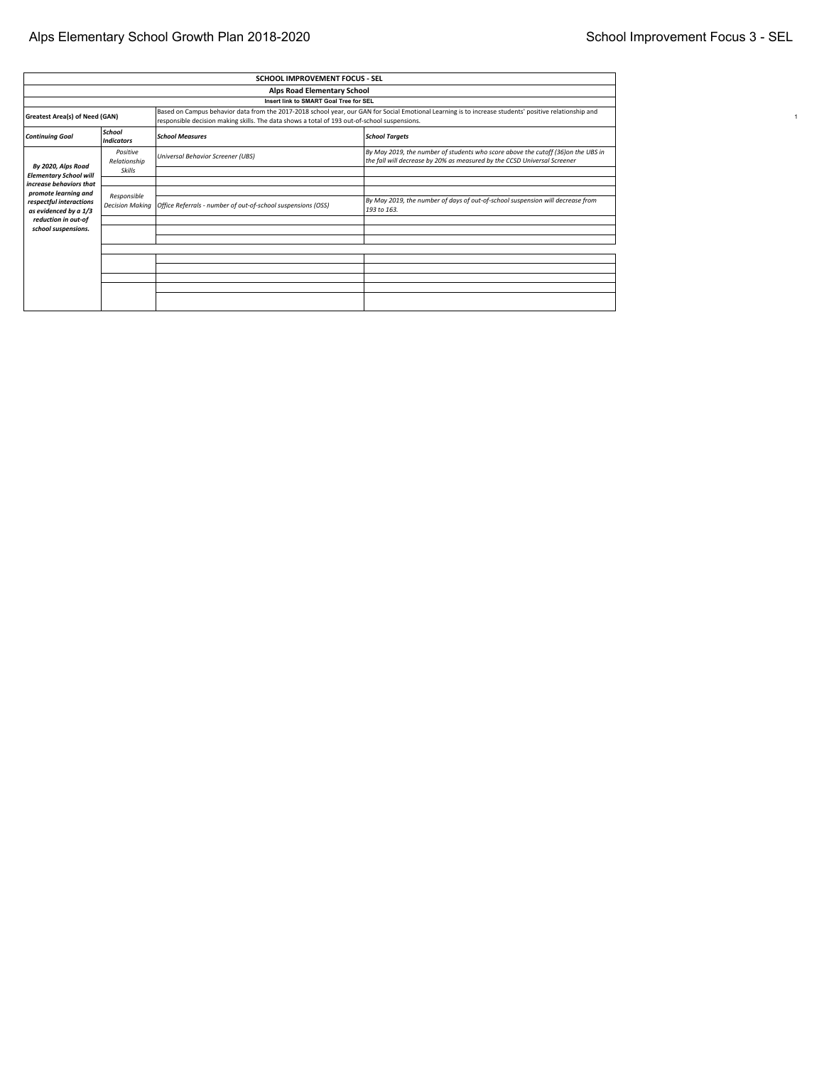| SCHOOL IMPROVEMENT FOCUS - SEL | | | |
|---|---|---|---|
| **Alps Road Elementary School** | | | |
| **Insert link to SMART Goal Tree for SEL** | | | |
| **Greatest Area(s) of Need (GAN)** | | Based on Campus behavior data from the 2017-2018 school year, our GAN for Social Emotional Learning is to increase students' positive relationship and responsible decision making skills. The data shows a total of 193 out-of-school suspensions. | |
| ***Continuing Goal*** | ***School Indicators*** | ***School Measures*** | ***School Targets*** |
| ***By 2020, Alps Road Elementary School will increase behaviors that promote learning and respectful interactions as evidenced by a 1/3 reduction in out-of school suspensions.*** | *Positive Relationship Skills* | *Universal Behavior Screener (UBS)* | *By May 2019, the number of students who score above the cutoff (36)on the UBS in the fall will decrease by 20% as measured by the CCSD Universal Screener* |
| | | | |
| | | | |
| | | | |
| | *Responsible Decision Making* | *Office Referrals - number of out-of-school suspensions (OSS)* | *By May 2019, the number of days of out-of-school suspension will decrease from 193 to 163.* |
| | | | |
| | | | |
| | | | |
| | | | |
| | | | |
| | | | |
| | | | |
| | | | |
| | | | |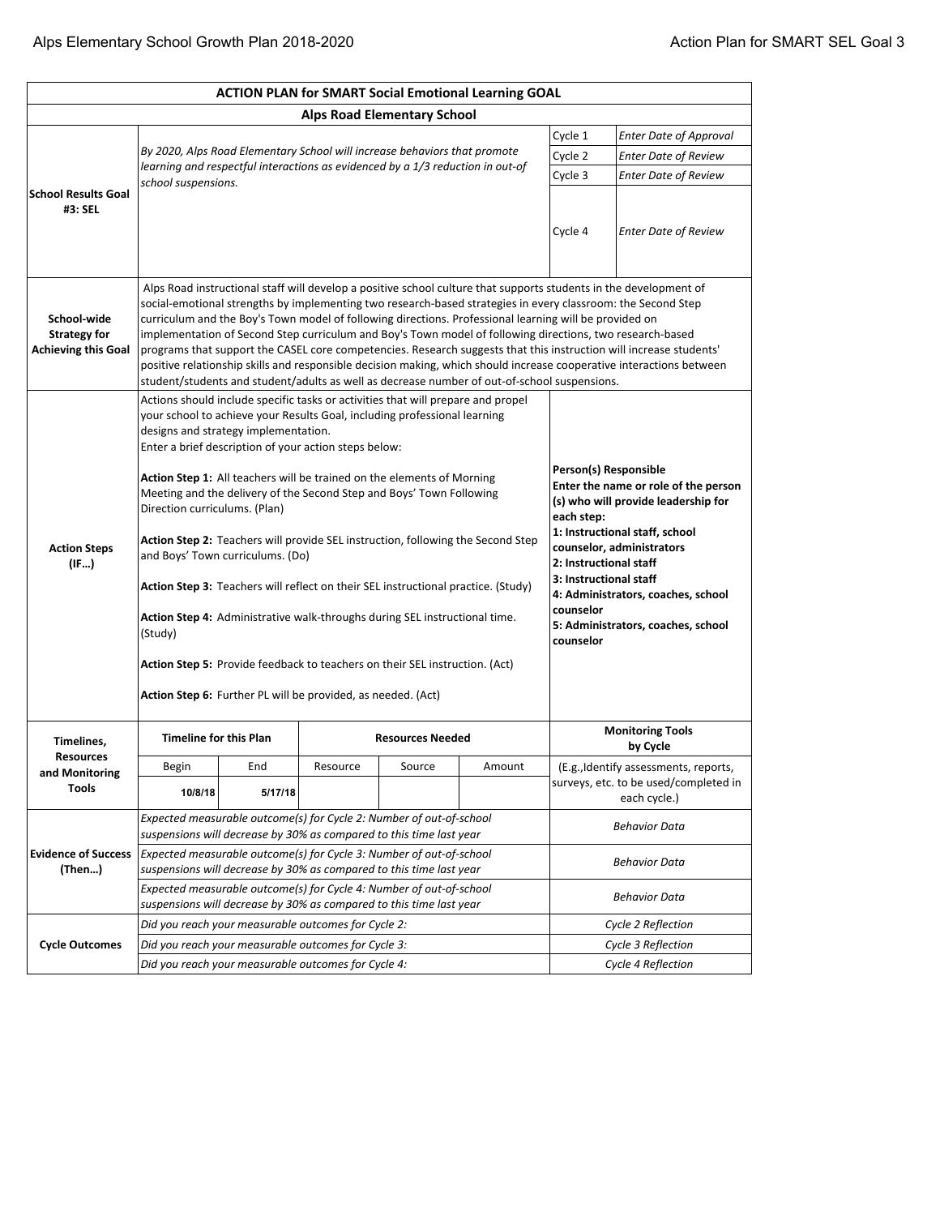| ACTION PLAN for SMART Social Emotional Learning GOAL | | | | | | | |
|---|---|---|---|---|---|---|---|
| **Alps Road Elementary School** | | | | | | | |
| **School Results Goal #3: SEL** | *By 2020, Alps Road Elementary School will increase behaviors that promote learning and respectful interactions as evidenced by a 1/3 reduction in out-of school suspensions.* | | | | | Cycle 1 | *Enter Date of Approval* |
| | | | | | | Cycle 2 | *Enter Date of Review* |
| | | | | | | Cycle 3 | *Enter Date of Review* |
| | | | | | | Cycle 4 | *Enter Date of Review* |
| **School-wide Strategy for Achieving this Goal** | Alps Road instructional staff will develop a positive school culture that supports students in the development of social-emotional strengths by implementing two research-based strategies in every classroom: the Second Step curriculum and the Boy's Town model of following directions. Professional learning will be provided on implementation of Second Step curriculum and Boy's Town model of following directions, two research-based programs that support the CASEL core competencies. Research suggests that this instruction will increase students' positive relationship skills and responsible decision making, which should increase cooperative interactions between student/students and student/adults as well as decrease number of out-of-school suspensions. | | | | | | |
| **Action Steps (IF…)** | Actions should include specific tasks or activities that will prepare and propel your school to achieve your Results Goal, including professional learning designs and strategy implementation.<br>Enter a brief description of your action steps below:<br><br>**Action Step 1:** All teachers will be trained on the elements of Morning Meeting and the delivery of the Second Step and Boys' Town Following Direction curriculums. (Plan)<br><br>**Action Step 2:** Teachers will provide SEL instruction, following the Second Step and Boys' Town curriculums. (Do)<br><br>**Action Step 3:** Teachers will reflect on their SEL instructional practice. (Study)<br><br>**Action Step 4:** Administrative walk-throughs during SEL instructional time. (Study)<br><br>**Action Step 5:** Provide feedback to teachers on their SEL instruction. (Act)<br><br>**Action Step 6:** Further PL will be provided, as needed. (Act) | | | | | **Person(s) Responsible**<br>**Enter the name or role of the person (s) who will provide leadership for each step:**<br>**1: Instructional staff, school counselor, administrators**<br>**2: Instructional staff**<br>**3: Instructional staff**<br>**4: Administrators, coaches, school counselor**<br>**5: Administrators, coaches, school counselor** | |
| **Timelines, Resources and Monitoring Tools** | **Timeline for this Plan** | | **Resources Needed** | | | **Monitoring Tools by Cycle** | |
| | Begin | End | Resource | Source | Amount | (E.g.,Identify assessments, reports, surveys, etc. to be used/completed in each cycle.) | |
| | 10/8/18 | 5/17/18 | | | | | |
| **Evidence of Success (Then…)** | *Expected measurable outcome(s) for Cycle 2: Number of out-of-school suspensions will decrease by 30% as compared to this time last year* | | | | | *Behavior Data* | |
| | *Expected measurable outcome(s) for Cycle 3: Number of out-of-school suspensions will decrease by 30% as compared to this time last year* | | | | | *Behavior Data* | |
| | *Expected measurable outcome(s) for Cycle 4: Number of out-of-school suspensions will decrease by 30% as compared to this time last year* | | | | | *Behavior Data* | |
| **Cycle Outcomes** | *Did you reach your measurable outcomes for Cycle 2:* | | | | | *Cycle 2 Reflection* | |
| | *Did you reach your measurable outcomes for Cycle 3:* | | | | | *Cycle 3 Reflection* | |
| | *Did you reach your measurable outcomes for Cycle 4:* | | | | | *Cycle 4 Reflection* | |